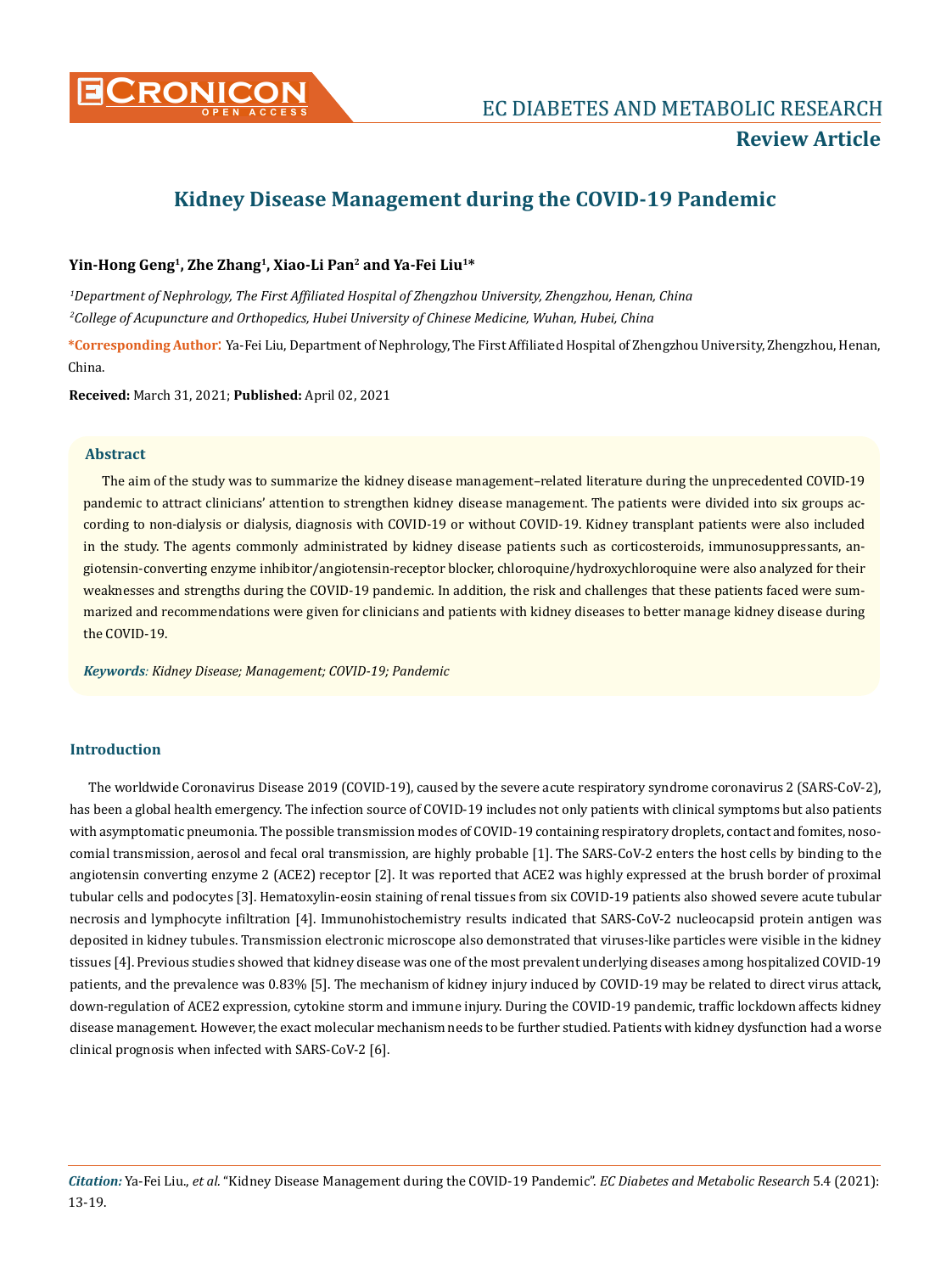# Kidney Disease Management during the COVID-19 Pandemic

**Yin-Hong Geng[1], Zhe Zhang[1], Xiao-Li Pan[2] and Ya-Fei Liu[1]***

*[1]Department of Nephrology, The First Affiliated Hospital of Zhengzhou University, Zhengzhou, Henan, China*

*[2]College of Acupuncture and Orthopedics, Hubei University of Chinese Medicine, Wuhan, Hubei, China*

**\*Corresponding Author:** Ya-Fei Liu, Department of Nephrology, The First Affiliated Hospital of Zhengzhou University, Zhengzhou, Henan, China.

**Received:** March 31, 2021; **Published:** April 02, 2021

## Abstract

The aim of the study was to summarize the kidney disease management–related literature during the unprecedented COVID-19 pandemic to attract clinicians' attention to strengthen kidney disease management. The patients were divided into six groups according to non-dialysis or dialysis, diagnosis with COVID-19 or without COVID-19. Kidney transplant patients were also included in the study. The agents commonly administrated by kidney disease patients such as corticosteroids, immunosuppressants, angiotensin-converting enzyme inhibitor/angiotensin-receptor blocker, chloroquine/hydroxychloroquine were also analyzed for their weaknesses and strengths during the COVID-19 pandemic. In addition, the risk and challenges that these patients faced were summarized and recommendations were given for clinicians and patients with kidney diseases to better manage kidney disease during the COVID-19.

***Keywords**: Kidney Disease; Management; COVID-19; Pandemic*

## Introduction

The worldwide Coronavirus Disease 2019 (COVID-19), caused by the severe acute respiratory syndrome coronavirus 2 (SARS-CoV-2), has been a global health emergency. The infection source of COVID-19 includes not only patients with clinical symptoms but also patients with asymptomatic pneumonia. The possible transmission modes of COVID-19 containing respiratory droplets, contact and fomites, nosocomial transmission, aerosol and fecal oral transmission, are highly probable [1]. The SARS-CoV-2 enters the host cells by binding to the angiotensin converting enzyme 2 (ACE2) receptor [2]. It was reported that ACE2 was highly expressed at the brush border of proximal tubular cells and podocytes [3]. Hematoxylin-eosin staining of renal tissues from six COVID-19 patients also showed severe acute tubular necrosis and lymphocyte infiltration [4]. Immunohistochemistry results indicated that SARS-CoV-2 nucleocapsid protein antigen was deposited in kidney tubules. Transmission electronic microscope also demonstrated that viruses-like particles were visible in the kidney tissues [4]. Previous studies showed that kidney disease was one of the most prevalent underlying diseases among hospitalized COVID-19 patients, and the prevalence was 0.83% [5]. The mechanism of kidney injury induced by COVID-19 may be related to direct virus attack, down-regulation of ACE2 expression, cytokine storm and immune injury. During the COVID-19 pandemic, traffic lockdown affects kidney disease management. However, the exact molecular mechanism needs to be further studied. Patients with kidney dysfunction had a worse clinical prognosis when infected with SARS-CoV-2 [6].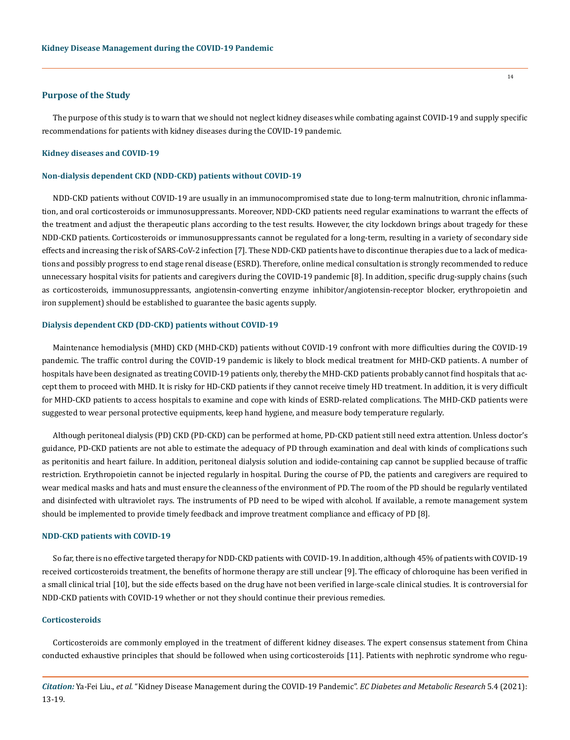## Purpose of the Study

The purpose of this study is to warn that we should not neglect kidney diseases while combating against COVID-19 and supply specific recommendations for patients with kidney diseases during the COVID-19 pandemic.

### Kidney diseases and COVID-19

### Non-dialysis dependent CKD (NDD-CKD) patients without COVID-19

NDD-CKD patients without COVID-19 are usually in an immunocompromised state due to long-term malnutrition, chronic inflammation, and oral corticosteroids or immunosuppressants. Moreover, NDD-CKD patients need regular examinations to warrant the effects of the treatment and adjust the therapeutic plans according to the test results. However, the city lockdown brings about tragedy for these NDD-CKD patients. Corticosteroids or immunosuppressants cannot be regulated for a long-term, resulting in a variety of secondary side effects and increasing the risk of SARS-CoV-2 infection [7]. These NDD-CKD patients have to discontinue therapies due to a lack of medications and possibly progress to end stage renal disease (ESRD). Therefore, online medical consultation is strongly recommended to reduce unnecessary hospital visits for patients and caregivers during the COVID-19 pandemic [8]. In addition, specific drug-supply chains (such as corticosteroids, immunosuppressants, angiotensin-converting enzyme inhibitor/angiotensin-receptor blocker, erythropoietin and iron supplement) should be established to guarantee the basic agents supply.

### Dialysis dependent CKD (DD-CKD) patients without COVID-19

Maintenance hemodialysis (MHD) CKD (MHD-CKD) patients without COVID-19 confront with more difficulties during the COVID-19 pandemic. The traffic control during the COVID-19 pandemic is likely to block medical treatment for MHD-CKD patients. A number of hospitals have been designated as treating COVID-19 patients only, thereby the MHD-CKD patients probably cannot find hospitals that accept them to proceed with MHD. It is risky for HD-CKD patients if they cannot receive timely HD treatment. In addition, it is very difficult for MHD-CKD patients to access hospitals to examine and cope with kinds of ESRD-related complications. The MHD-CKD patients were suggested to wear personal protective equipments, keep hand hygiene, and measure body temperature regularly.

Although peritoneal dialysis (PD) CKD (PD-CKD) can be performed at home, PD-CKD patient still need extra attention. Unless doctor's guidance, PD-CKD patients are not able to estimate the adequacy of PD through examination and deal with kinds of complications such as peritonitis and heart failure. In addition, peritoneal dialysis solution and iodide-containing cap cannot be supplied because of traffic restriction. Erythropoietin cannot be injected regularly in hospital. During the course of PD, the patients and caregivers are required to wear medical masks and hats and must ensure the cleanness of the environment of PD. The room of the PD should be regularly ventilated and disinfected with ultraviolet rays. The instruments of PD need to be wiped with alcohol. If available, a remote management system should be implemented to provide timely feedback and improve treatment compliance and efficacy of PD [8].

### NDD-CKD patients with COVID-19

So far, there is no effective targeted therapy for NDD-CKD patients with COVID-19. In addition, although 45% of patients with COVID-19 received corticosteroids treatment, the benefits of hormone therapy are still unclear [9]. The efficacy of chloroquine has been verified in a small clinical trial [10], but the side effects based on the drug have not been verified in large-scale clinical studies. It is controversial for NDD-CKD patients with COVID-19 whether or not they should continue their previous remedies.

### Corticosteroids

Corticosteroids are commonly employed in the treatment of different kidney diseases. The expert consensus statement from China conducted exhaustive principles that should be followed when using corticosteroids [11]. Patients with nephrotic syndrome who regu-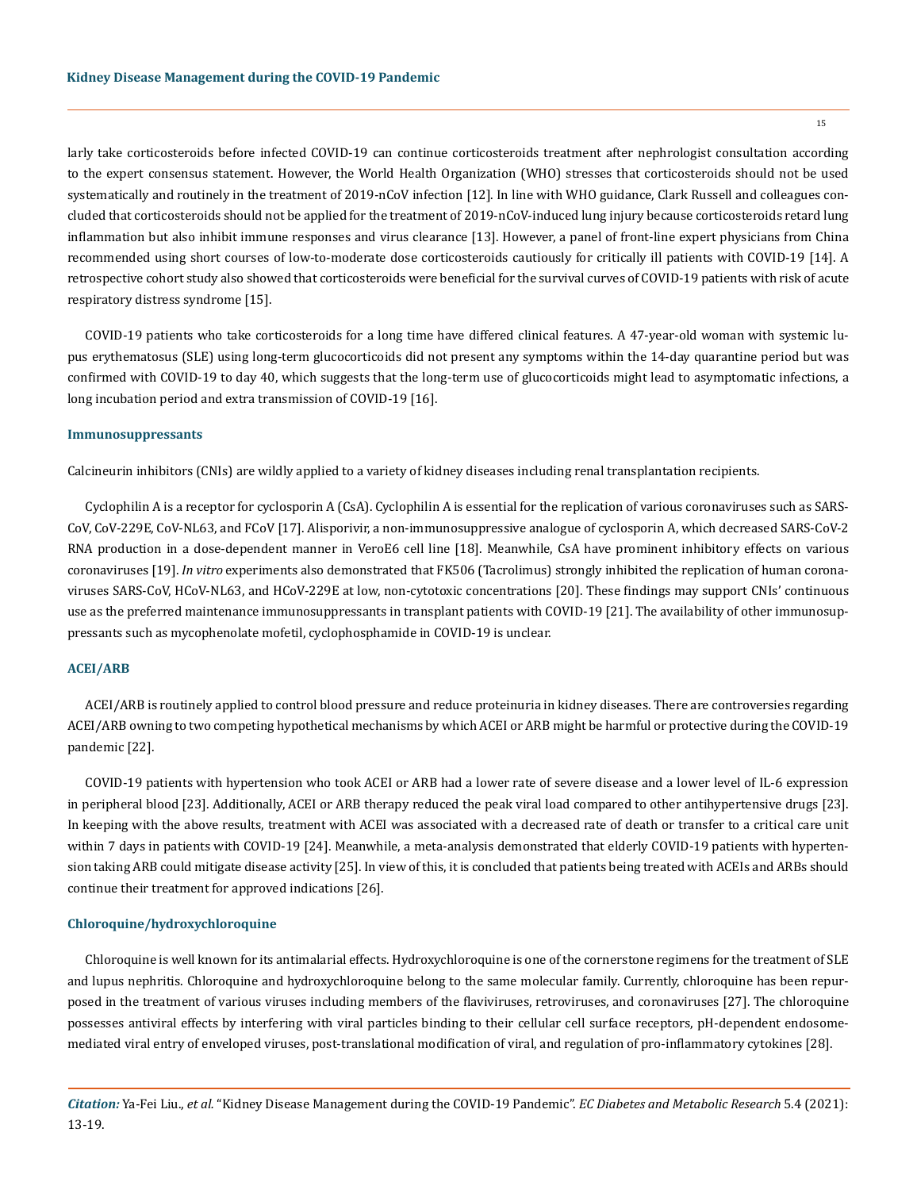larly take corticosteroids before infected COVID-19 can continue corticosteroids treatment after nephrologist consultation according to the expert consensus statement. However, the World Health Organization (WHO) stresses that corticosteroids should not be used systematically and routinely in the treatment of 2019-nCoV infection [12]. In line with WHO guidance, Clark Russell and colleagues concluded that corticosteroids should not be applied for the treatment of 2019-nCoV-induced lung injury because corticosteroids retard lung inflammation but also inhibit immune responses and virus clearance [13]. However, a panel of front-line expert physicians from China recommended using short courses of low-to-moderate dose corticosteroids cautiously for critically ill patients with COVID-19 [14]. A retrospective cohort study also showed that corticosteroids were beneficial for the survival curves of COVID-19 patients with risk of acute respiratory distress syndrome [15].

COVID-19 patients who take corticosteroids for a long time have differed clinical features. A 47-year-old woman with systemic lupus erythematosus (SLE) using long-term glucocorticoids did not present any symptoms within the 14-day quarantine period but was confirmed with COVID-19 to day 40, which suggests that the long-term use of glucocorticoids might lead to asymptomatic infections, a long incubation period and extra transmission of COVID-19 [16].

### Immunosuppressants

Calcineurin inhibitors (CNIs) are wildly applied to a variety of kidney diseases including renal transplantation recipients.

Cyclophilin A is a receptor for cyclosporin A (CsA). Cyclophilin A is essential for the replication of various coronaviruses such as SARS-CoV, CoV-229E, CoV-NL63, and FCoV [17]. Alisporivir, a non-immunosuppressive analogue of cyclosporin A, which decreased SARS-CoV-2 RNA production in a dose-dependent manner in VeroE6 cell line [18]. Meanwhile, CsA have prominent inhibitory effects on various coronaviruses [19]. *In vitro* experiments also demonstrated that FK506 (Tacrolimus) strongly inhibited the replication of human coronaviruses SARS-CoV, HCoV-NL63, and HCoV-229E at low, non-cytotoxic concentrations [20]. These findings may support CNIs' continuous use as the preferred maintenance immunosuppressants in transplant patients with COVID-19 [21]. The availability of other immunosuppressants such as mycophenolate mofetil, cyclophosphamide in COVID-19 is unclear.

### ACEI/ARB

ACEI/ARB is routinely applied to control blood pressure and reduce proteinuria in kidney diseases. There are controversies regarding ACEI/ARB owning to two competing hypothetical mechanisms by which ACEI or ARB might be harmful or protective during the COVID-19 pandemic [22].

COVID-19 patients with hypertension who took ACEI or ARB had a lower rate of severe disease and a lower level of IL-6 expression in peripheral blood [23]. Additionally, ACEI or ARB therapy reduced the peak viral load compared to other antihypertensive drugs [23]. In keeping with the above results, treatment with ACEI was associated with a decreased rate of death or transfer to a critical care unit within 7 days in patients with COVID-19 [24]. Meanwhile, a meta-analysis demonstrated that elderly COVID-19 patients with hypertension taking ARB could mitigate disease activity [25]. In view of this, it is concluded that patients being treated with ACEIs and ARBs should continue their treatment for approved indications [26].

### Chloroquine/hydroxychloroquine

Chloroquine is well known for its antimalarial effects. Hydroxychloroquine is one of the cornerstone regimens for the treatment of SLE and lupus nephritis. Chloroquine and hydroxychloroquine belong to the same molecular family. Currently, chloroquine has been repurposed in the treatment of various viruses including members of the flaviviruses, retroviruses, and coronaviruses [27]. The chloroquine possesses antiviral effects by interfering with viral particles binding to their cellular cell surface receptors, pH-dependent endosome-mediated viral entry of enveloped viruses, post-translational modification of viral, and regulation of pro-inflammatory cytokines [28].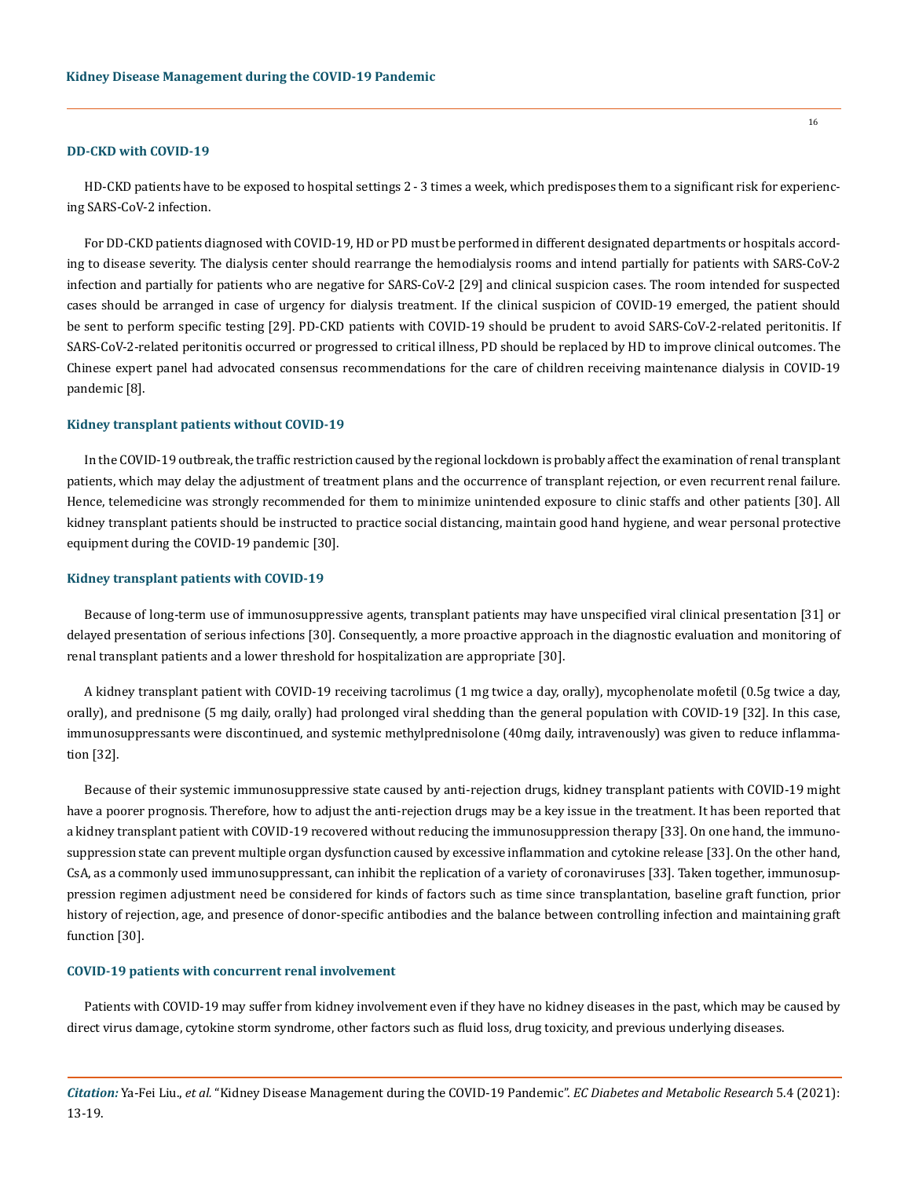### DD-CKD with COVID-19

HD-CKD patients have to be exposed to hospital settings 2 - 3 times a week, which predisposes them to a significant risk for experiencing SARS-CoV-2 infection.

For DD-CKD patients diagnosed with COVID-19, HD or PD must be performed in different designated departments or hospitals according to disease severity. The dialysis center should rearrange the hemodialysis rooms and intend partially for patients with SARS-CoV-2 infection and partially for patients who are negative for SARS-CoV-2 [29] and clinical suspicion cases. The room intended for suspected cases should be arranged in case of urgency for dialysis treatment. If the clinical suspicion of COVID-19 emerged, the patient should be sent to perform specific testing [29]. PD-CKD patients with COVID-19 should be prudent to avoid SARS-CoV-2-related peritonitis. If SARS-CoV-2-related peritonitis occurred or progressed to critical illness, PD should be replaced by HD to improve clinical outcomes. The Chinese expert panel had advocated consensus recommendations for the care of children receiving maintenance dialysis in COVID-19 pandemic [8].

### Kidney transplant patients without COVID-19

In the COVID-19 outbreak, the traffic restriction caused by the regional lockdown is probably affect the examination of renal transplant patients, which may delay the adjustment of treatment plans and the occurrence of transplant rejection, or even recurrent renal failure. Hence, telemedicine was strongly recommended for them to minimize unintended exposure to clinic staffs and other patients [30]. All kidney transplant patients should be instructed to practice social distancing, maintain good hand hygiene, and wear personal protective equipment during the COVID-19 pandemic [30].

### Kidney transplant patients with COVID-19

Because of long-term use of immunosuppressive agents, transplant patients may have unspecified viral clinical presentation [31] or delayed presentation of serious infections [30]. Consequently, a more proactive approach in the diagnostic evaluation and monitoring of renal transplant patients and a lower threshold for hospitalization are appropriate [30].

A kidney transplant patient with COVID-19 receiving tacrolimus (1 mg twice a day, orally), mycophenolate mofetil (0.5g twice a day, orally), and prednisone (5 mg daily, orally) had prolonged viral shedding than the general population with COVID-19 [32]. In this case, immunosuppressants were discontinued, and systemic methylprednisolone (40mg daily, intravenously) was given to reduce inflammation [32].

Because of their systemic immunosuppressive state caused by anti-rejection drugs, kidney transplant patients with COVID-19 might have a poorer prognosis. Therefore, how to adjust the anti-rejection drugs may be a key issue in the treatment. It has been reported that a kidney transplant patient with COVID-19 recovered without reducing the immunosuppression therapy [33]. On one hand, the immunosuppression state can prevent multiple organ dysfunction caused by excessive inflammation and cytokine release [33]. On the other hand, CsA, as a commonly used immunosuppressant, can inhibit the replication of a variety of coronaviruses [33]. Taken together, immunosuppression regimen adjustment need be considered for kinds of factors such as time since transplantation, baseline graft function, prior history of rejection, age, and presence of donor-specific antibodies and the balance between controlling infection and maintaining graft function [30].

### COVID-19 patients with concurrent renal involvement

Patients with COVID-19 may suffer from kidney involvement even if they have no kidney diseases in the past, which may be caused by direct virus damage, cytokine storm syndrome, other factors such as fluid loss, drug toxicity, and previous underlying diseases.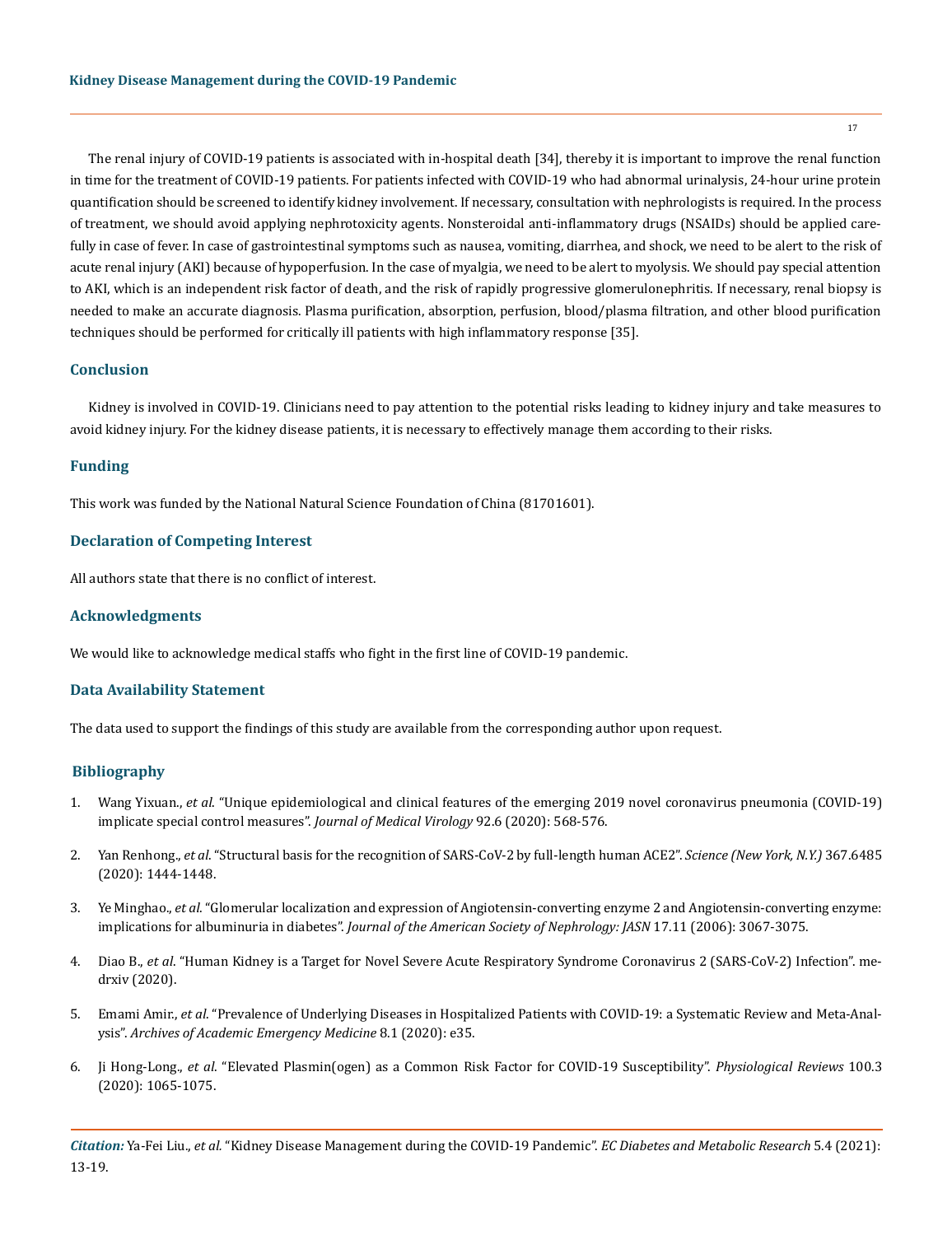The renal injury of COVID-19 patients is associated with in-hospital death [34], thereby it is important to improve the renal function in time for the treatment of COVID-19 patients. For patients infected with COVID-19 who had abnormal urinalysis, 24-hour urine protein quantification should be screened to identify kidney involvement. If necessary, consultation with nephrologists is required. In the process of treatment, we should avoid applying nephrotoxicity agents. Nonsteroidal anti-inflammatory drugs (NSAIDs) should be applied carefully in case of fever. In case of gastrointestinal symptoms such as nausea, vomiting, diarrhea, and shock, we need to be alert to the risk of acute renal injury (AKI) because of hypoperfusion. In the case of myalgia, we need to be alert to myolysis. We should pay special attention to AKI, which is an independent risk factor of death, and the risk of rapidly progressive glomerulonephritis. If necessary, renal biopsy is needed to make an accurate diagnosis. Plasma purification, absorption, perfusion, blood/plasma filtration, and other blood purification techniques should be performed for critically ill patients with high inflammatory response [35].

## Conclusion

Kidney is involved in COVID-19. Clinicians need to pay attention to the potential risks leading to kidney injury and take measures to avoid kidney injury. For the kidney disease patients, it is necessary to effectively manage them according to their risks.

## Funding

This work was funded by the National Natural Science Foundation of China (81701601).

## Declaration of Competing Interest

All authors state that there is no conflict of interest.

## Acknowledgments

We would like to acknowledge medical staffs who fight in the first line of COVID-19 pandemic.

## Data Availability Statement

The data used to support the findings of this study are available from the corresponding author upon request.

## Bibliography

1. Wang Yixuan., *et al.* "Unique epidemiological and clinical features of the emerging 2019 novel coronavirus pneumonia (COVID-19) implicate special control measures". *Journal of Medical Virology* 92.6 (2020): 568-576.
2. Yan Renhong., *et al*. "Structural basis for the recognition of SARS-CoV-2 by full-length human ACE2". *Science (New York, N.Y.)* 367.6485 (2020): 1444-1448.
3. Ye Minghao., *et al*. "Glomerular localization and expression of Angiotensin-converting enzyme 2 and Angiotensin-converting enzyme: implications for albuminuria in diabetes". *Journal of the American Society of Nephrology: JASN* 17.11 (2006): 3067-3075.
4. Diao B., *et al*. "Human Kidney is a Target for Novel Severe Acute Respiratory Syndrome Coronavirus 2 (SARS-CoV-2) Infection". medrxiv (2020).
5. Emami Amir., *et al*. "Prevalence of Underlying Diseases in Hospitalized Patients with COVID-19: a Systematic Review and Meta-Analysis". *Archives of Academic Emergency Medicine* 8.1 (2020): e35.
6. Ji Hong-Long., *et al*. "Elevated Plasmin(ogen) as a Common Risk Factor for COVID-19 Susceptibility". *Physiological Reviews* 100.3 (2020): 1065-1075.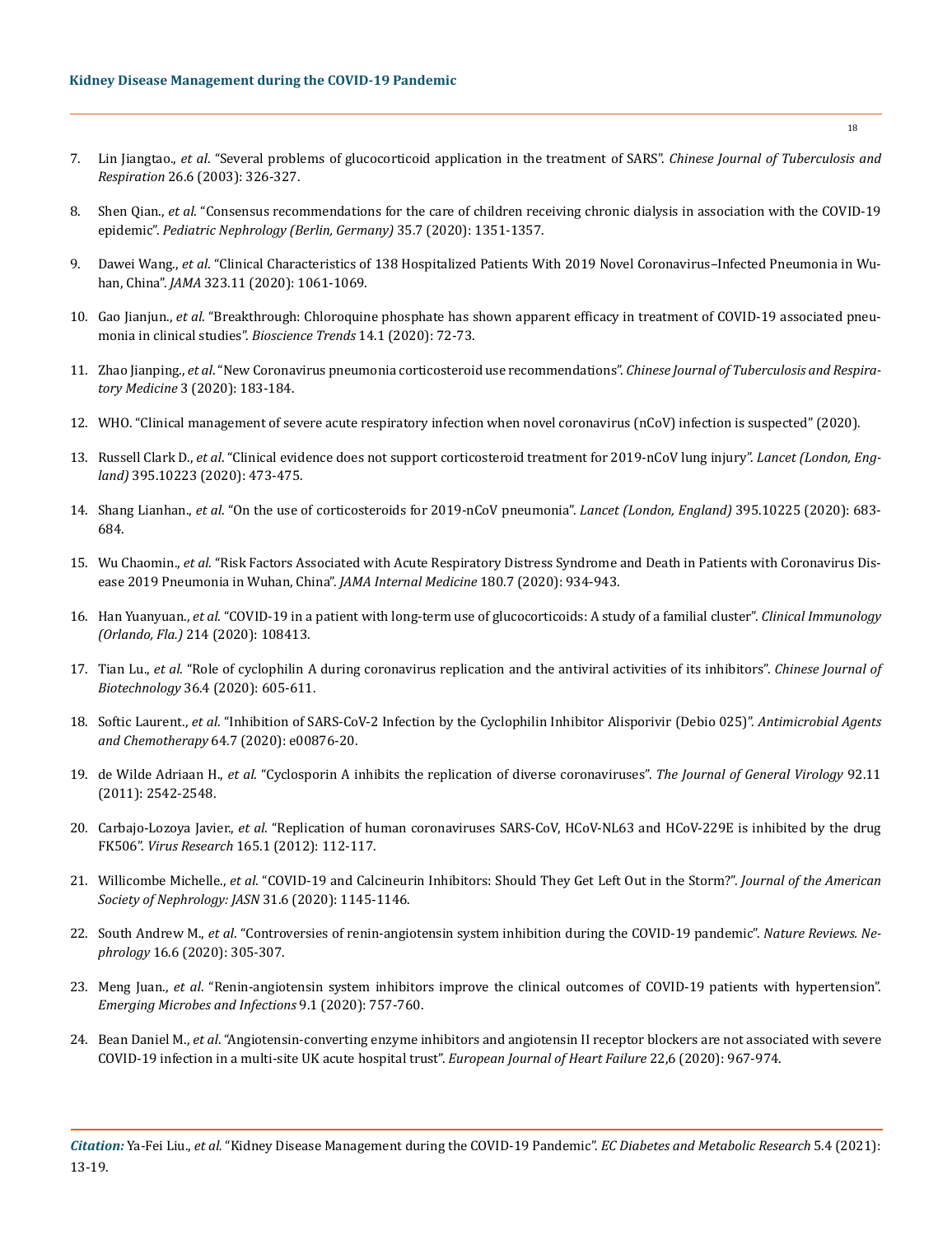7. Lin Jiangtao., *et al*. "Several problems of glucocorticoid application in the treatment of SARS". *Chinese Journal of Tuberculosis and Respiration* 26.6 (2003): 326-327.

8. Shen Qian., *et al*. "Consensus recommendations for the care of children receiving chronic dialysis in association with the COVID-19 epidemic". *Pediatric Nephrology (Berlin, Germany)* 35.7 (2020): 1351-1357.

9. Dawei Wang., *et al*. "Clinical Characteristics of 138 Hospitalized Patients With 2019 Novel Coronavirus–Infected Pneumonia in Wuhan, China". *JAMA* 323.11 (2020): 1061-1069.

10. Gao Jianjun., *et al*. "Breakthrough: Chloroquine phosphate has shown apparent efficacy in treatment of COVID-19 associated pneumonia in clinical studies". *Bioscience Trends* 14.1 (2020): 72-73.

11. Zhao Jianping., *et al*. "New Coronavirus pneumonia corticosteroid use recommendations". *Chinese Journal of Tuberculosis and Respiratory Medicine* 3 (2020): 183-184.

12. WHO. "Clinical management of severe acute respiratory infection when novel coronavirus (nCoV) infection is suspected" (2020).

13. Russell Clark D., *et al*. "Clinical evidence does not support corticosteroid treatment for 2019-nCoV lung injury". *Lancet (London, England)* 395.10223 (2020): 473-475.

14. Shang Lianhan., *et al*. "On the use of corticosteroids for 2019-nCoV pneumonia". *Lancet (London, England)* 395.10225 (2020): 683-684.

15. Wu Chaomin., *et al*. "Risk Factors Associated with Acute Respiratory Distress Syndrome and Death in Patients with Coronavirus Disease 2019 Pneumonia in Wuhan, China". *JAMA Internal Medicine* 180.7 (2020): 934-943.

16. Han Yuanyuan., *et al*. "COVID-19 in a patient with long-term use of glucocorticoids: A study of a familial cluster". *Clinical Immunology (Orlando, Fla.)* 214 (2020): 108413.

17. Tian Lu., *et al*. "Role of cyclophilin A during coronavirus replication and the antiviral activities of its inhibitors". *Chinese Journal of Biotechnology* 36.4 (2020): 605-611.

18. Softic Laurent., *et al*. "Inhibition of SARS-CoV-2 Infection by the Cyclophilin Inhibitor Alisporivir (Debio 025)". *Antimicrobial Agents and Chemotherapy* 64.7 (2020): e00876-20.

19. de Wilde Adriaan H., *et al*. "Cyclosporin A inhibits the replication of diverse coronaviruses". *The Journal of General Virology* 92.11 (2011): 2542-2548.

20. Carbajo-Lozoya Javier., *et al*. "Replication of human coronaviruses SARS-CoV, HCoV-NL63 and HCoV-229E is inhibited by the drug FK506". *Virus Research* 165.1 (2012): 112-117.

21. Willicombe Michelle., *et al*. "COVID-19 and Calcineurin Inhibitors: Should They Get Left Out in the Storm?". *Journal of the American Society of Nephrology: JASN* 31.6 (2020): 1145-1146.

22. South Andrew M., *et al*. "Controversies of renin-angiotensin system inhibition during the COVID-19 pandemic". *Nature Reviews. Nephrology* 16.6 (2020): 305-307.

23. Meng Juan., *et al*. "Renin-angiotensin system inhibitors improve the clinical outcomes of COVID-19 patients with hypertension". *Emerging Microbes and Infections* 9.1 (2020): 757-760.

24. Bean Daniel M., *et al*. "Angiotensin-converting enzyme inhibitors and angiotensin II receptor blockers are not associated with severe COVID-19 infection in a multi-site UK acute hospital trust". *European Journal of Heart Failure* 22,6 (2020): 967-974.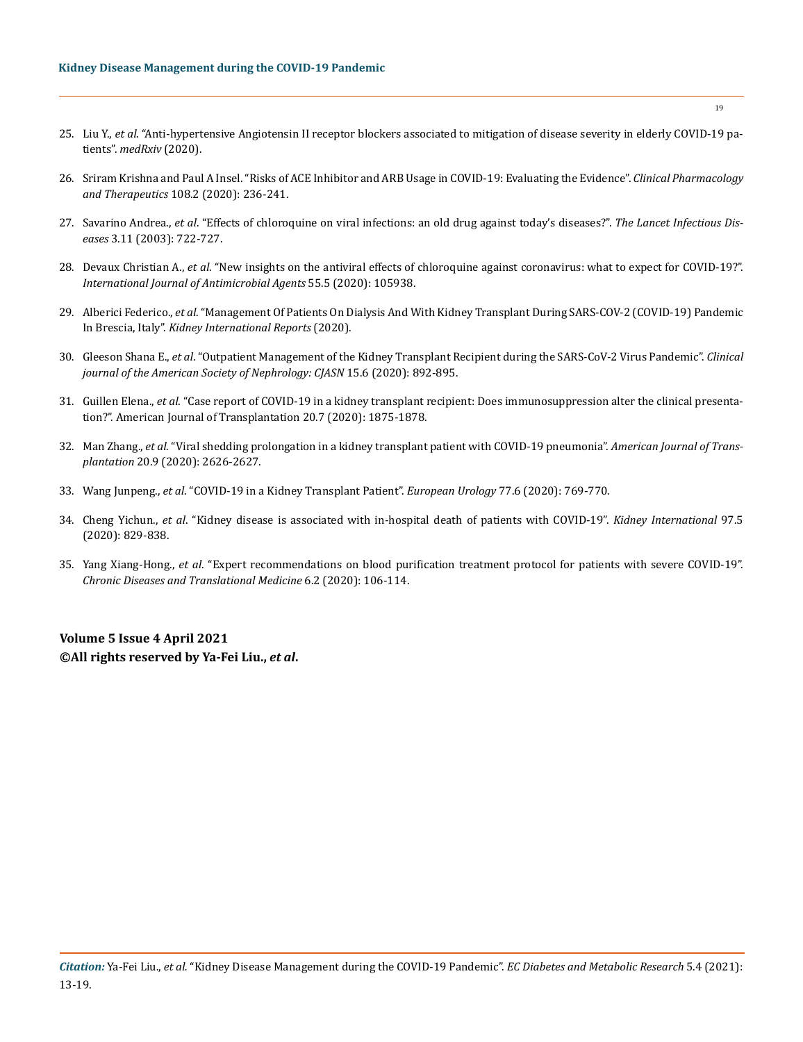25. Liu Y., *et al*. "Anti-hypertensive Angiotensin II receptor blockers associated to mitigation of disease severity in elderly COVID-19 patients". *medRxiv* (2020).

26. Sriram Krishna and Paul A Insel. "Risks of ACE Inhibitor and ARB Usage in COVID-19: Evaluating the Evidence". *Clinical Pharmacology and Therapeutics* 108.2 (2020): 236-241.

27. Savarino Andrea., *et al*. "Effects of chloroquine on viral infections: an old drug against today's diseases?". *The Lancet Infectious Diseases* 3.11 (2003): 722-727.

28. Devaux Christian A., *et al*. "New insights on the antiviral effects of chloroquine against coronavirus: what to expect for COVID-19?". *International Journal of Antimicrobial Agents* 55.5 (2020): 105938.

29. Alberici Federico., *et al*. "Management Of Patients On Dialysis And With Kidney Transplant During SARS-COV-2 (COVID-19) Pandemic In Brescia, Italy". *Kidney International Reports* (2020).

30. Gleeson Shana E., *et al*. "Outpatient Management of the Kidney Transplant Recipient during the SARS-CoV-2 Virus Pandemic". *Clinical journal of the American Society of Nephrology: CJASN* 15.6 (2020): 892-895.

31. Guillen Elena., *et al*. "Case report of COVID-19 in a kidney transplant recipient: Does immunosuppression alter the clinical presentation?". American Journal of Transplantation 20.7 (2020): 1875-1878.

32. Man Zhang., *et al*. "Viral shedding prolongation in a kidney transplant patient with COVID-19 pneumonia". *American Journal of Transplantation* 20.9 (2020): 2626-2627.

33. Wang Junpeng., *et al*. "COVID-19 in a Kidney Transplant Patient". *European Urology* 77.6 (2020): 769-770.

34. Cheng Yichun., *et al*. "Kidney disease is associated with in-hospital death of patients with COVID-19". *Kidney International* 97.5 (2020): 829-838.

35. Yang Xiang-Hong., *et al*. "Expert recommendations on blood purification treatment protocol for patients with severe COVID-19". *Chronic Diseases and Translational Medicine* 6.2 (2020): 106-114.

**Volume 5 Issue 4 April 2021**
**©All rights reserved by Ya-Fei Liu., *et al*.**